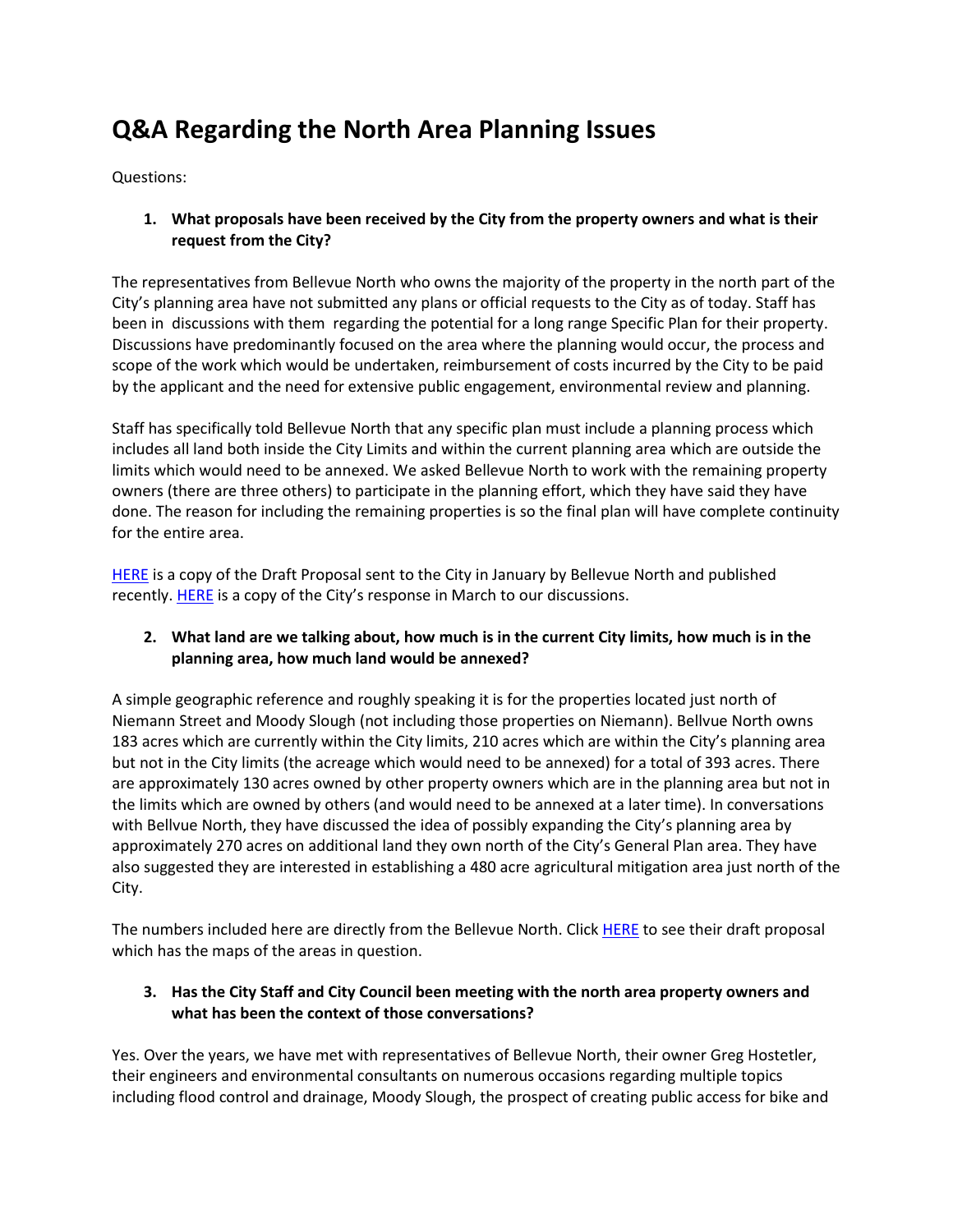# Q&A Regarding the North Area Planning Issues

Questions:

1. **What proposals have been received by the City from the property owners and what is their request from the City?**

The representatives from Bellevue North who owns the majority of the property in the north part of the City's planning area have not submitted any plans or official requests to the City as of today. Staff has been in discussions with them regarding the potential for a long range Specific Plan for their property. Discussions have predominantly focused on the area where the planning would occur, the process and scope of the work which would be undertaken, reimbursement of costs incurred by the City to be paid by the applicant and the need for extensive public engagement, environmental review and planning.

Staff has specifically told Bellevue North that any specific plan must include a planning process which includes all land both inside the City Limits and within the current planning area which are outside the limits which would need to be annexed. We asked Bellevue North to work with the remaining property owners (there are three others) to participate in the planning effort, which they have said they have done. The reason for including the remaining properties is so the final plan will have complete continuity for the entire area.

HERE is a copy of the Draft Proposal sent to the City in January by Bellevue North and published recently. HERE is a copy of the City's response in March to our discussions.

2. **What land are we talking about, how much is in the current City limits, how much is in the planning area, how much land would be annexed?**

A simple geographic reference and roughly speaking it is for the properties located just north of Niemann Street and Moody Slough (not including those properties on Niemann). Bellvue North owns 183 acres which are currently within the City limits, 210 acres which are within the City's planning area but not in the City limits (the acreage which would need to be annexed) for a total of 393 acres. There are approximately 130 acres owned by other property owners which are in the planning area but not in the limits which are owned by others (and would need to be annexed at a later time). In conversations with Bellvue North, they have discussed the idea of possibly expanding the City's planning area by approximately 270 acres on additional land they own north of the City's General Plan area. They have also suggested they are interested in establishing a 480 acre agricultural mitigation area just north of the City.

The numbers included here are directly from the Bellevue North. Click HERE to see their draft proposal which has the maps of the areas in question.

3. **Has the City Staff and City Council been meeting with the north area property owners and what has been the context of those conversations?**

Yes. Over the years, we have met with representatives of Bellevue North, their owner Greg Hostetler, their engineers and environmental consultants on numerous occasions regarding multiple topics including flood control and drainage, Moody Slough, the prospect of creating public access for bike and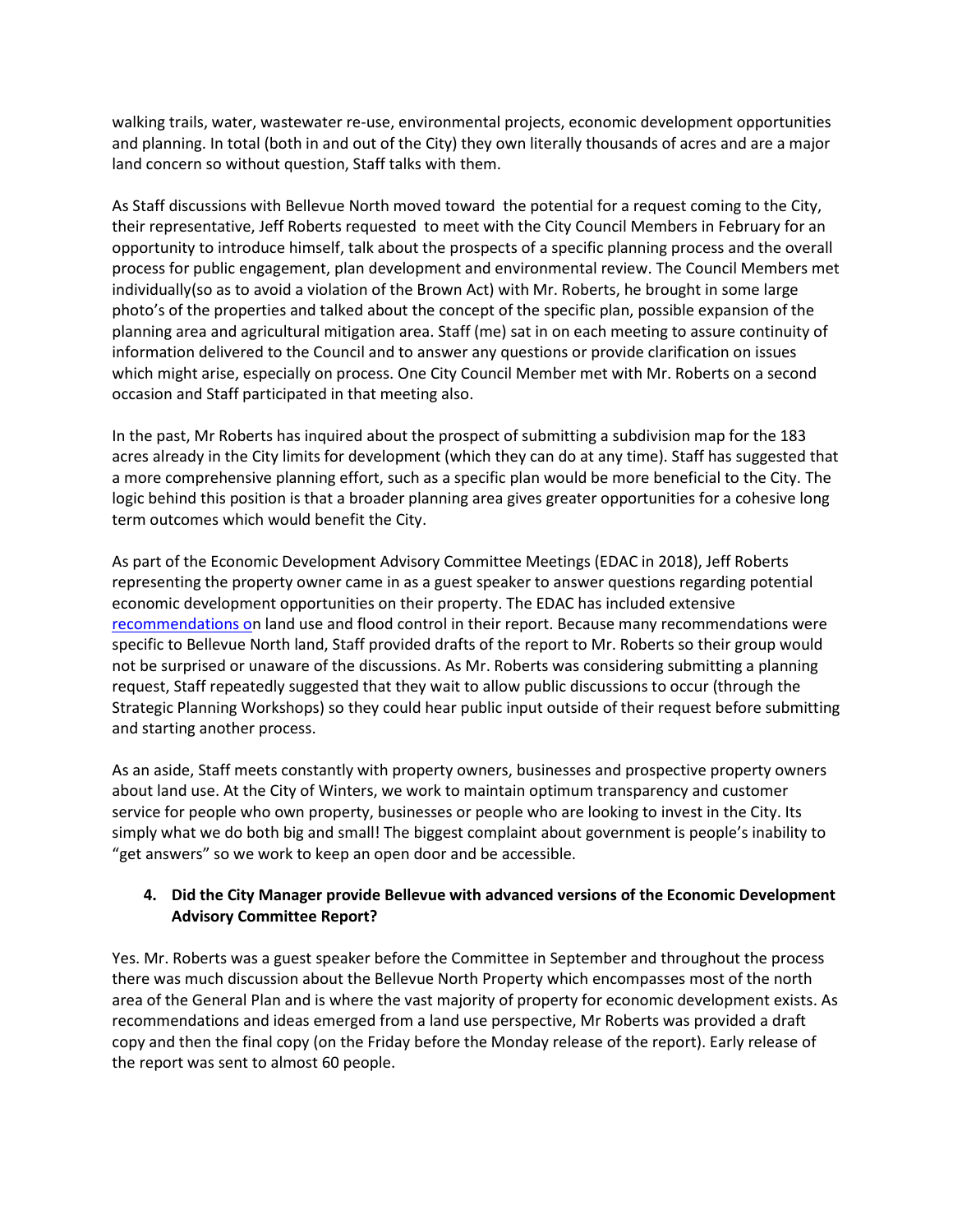walking trails, water, wastewater re-use, environmental projects, economic development opportunities and planning. In total (both in and out of the City) they own literally thousands of acres and are a major land concern so without question, Staff talks with them.

As Staff discussions with Bellevue North moved toward the potential for a request coming to the City, their representative, Jeff Roberts requested to meet with the City Council Members in February for an opportunity to introduce himself, talk about the prospects of a specific planning process and the overall process for public engagement, plan development and environmental review. The Council Members met individually(so as to avoid a violation of the Brown Act) with Mr. Roberts, he brought in some large photo's of the properties and talked about the concept of the specific plan, possible expansion of the planning area and agricultural mitigation area. Staff (me) sat in on each meeting to assure continuity of information delivered to the Council and to answer any questions or provide clarification on issues which might arise, especially on process. One City Council Member met with Mr. Roberts on a second occasion and Staff participated in that meeting also.

In the past, Mr Roberts has inquired about the prospect of submitting a subdivision map for the 183 acres already in the City limits for development (which they can do at any time). Staff has suggested that a more comprehensive planning effort, such as a specific plan would be more beneficial to the City. The logic behind this position is that a broader planning area gives greater opportunities for a cohesive long term outcomes which would benefit the City.

As part of the Economic Development Advisory Committee Meetings (EDAC in 2018), Jeff Roberts representing the property owner came in as a guest speaker to answer questions regarding potential economic development opportunities on their property. The EDAC has included extensive recommendations on land use and flood control in their report. Because many recommendations were specific to Bellevue North land, Staff provided drafts of the report to Mr. Roberts so their group would not be surprised or unaware of the discussions. As Mr. Roberts was considering submitting a planning request, Staff repeatedly suggested that they wait to allow public discussions to occur (through the Strategic Planning Workshops) so they could hear public input outside of their request before submitting and starting another process.

As an aside, Staff meets constantly with property owners, businesses and prospective property owners about land use. At the City of Winters, we work to maintain optimum transparency and customer service for people who own property, businesses or people who are looking to invest in the City. Its simply what we do both big and small! The biggest complaint about government is people's inability to "get answers" so we work to keep an open door and be accessible.

**4. Did the City Manager provide Bellevue with advanced versions of the Economic Development Advisory Committee Report?**

Yes. Mr. Roberts was a guest speaker before the Committee in September and throughout the process there was much discussion about the Bellevue North Property which encompasses most of the north area of the General Plan and is where the vast majority of property for economic development exists. As recommendations and ideas emerged from a land use perspective, Mr Roberts was provided a draft copy and then the final copy (on the Friday before the Monday release of the report). Early release of the report was sent to almost 60 people.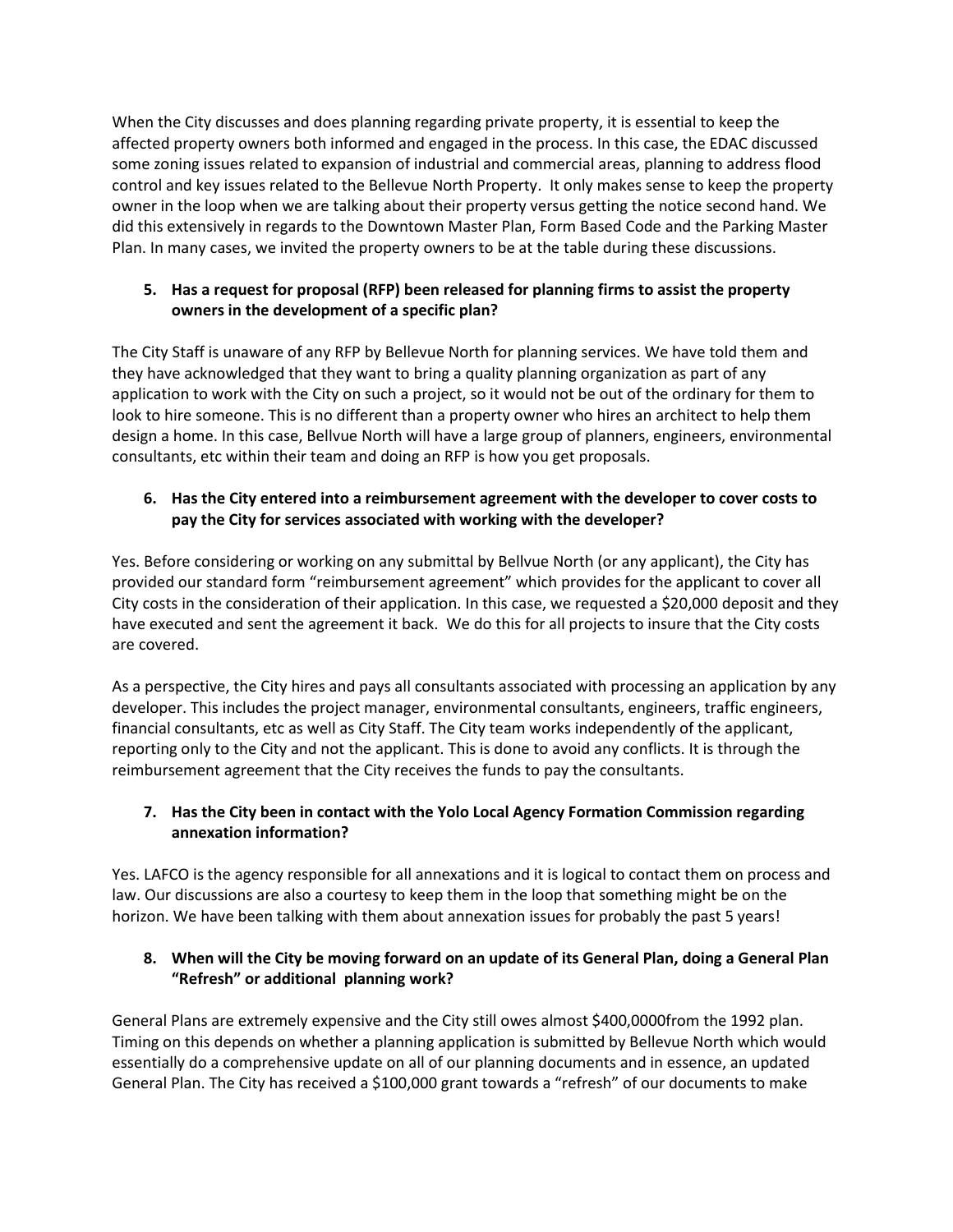When the City discusses and does planning regarding private property, it is essential to keep the affected property owners both informed and engaged in the process. In this case, the EDAC discussed some zoning issues related to expansion of industrial and commercial areas, planning to address flood control and key issues related to the Bellevue North Property.  It only makes sense to keep the property owner in the loop when we are talking about their property versus getting the notice second hand. We did this extensively in regards to the Downtown Master Plan, Form Based Code and the Parking Master Plan. In many cases, we invited the property owners to be at the table during these discussions.

**5. Has a request for proposal (RFP) been released for planning firms to assist the property owners in the development of a specific plan?**

The City Staff is unaware of any RFP by Bellevue North for planning services. We have told them and they have acknowledged that they want to bring a quality planning organization as part of any application to work with the City on such a project, so it would not be out of the ordinary for them to look to hire someone. This is no different than a property owner who hires an architect to help them design a home. In this case, Bellvue North will have a large group of planners, engineers, environmental consultants, etc within their team and doing an RFP is how you get proposals.

**6. Has the City entered into a reimbursement agreement with the developer to cover costs to pay the City for services associated with working with the developer?**

Yes. Before considering or working on any submittal by Bellvue North (or any applicant), the City has provided our standard form "reimbursement agreement" which provides for the applicant to cover all City costs in the consideration of their application. In this case, we requested a $20,000 deposit and they have executed and sent the agreement it back.  We do this for all projects to insure that the City costs are covered.

As a perspective, the City hires and pays all consultants associated with processing an application by any developer. This includes the project manager, environmental consultants, engineers, traffic engineers, financial consultants, etc as well as City Staff. The City team works independently of the applicant, reporting only to the City and not the applicant. This is done to avoid any conflicts. It is through the reimbursement agreement that the City receives the funds to pay the consultants.

**7. Has the City been in contact with the Yolo Local Agency Formation Commission regarding annexation information?**

Yes. LAFCO is the agency responsible for all annexations and it is logical to contact them on process and law. Our discussions are also a courtesy to keep them in the loop that something might be on the horizon. We have been talking with them about annexation issues for probably the past 5 years!

**8. When will the City be moving forward on an update of its General Plan, doing a General Plan "Refresh" or additional  planning work?**

General Plans are extremely expensive and the City still owes almost $400,0000from the 1992 plan. Timing on this depends on whether a planning application is submitted by Bellevue North which would essentially do a comprehensive update on all of our planning documents and in essence, an updated General Plan. The City has received a $100,000 grant towards a "refresh" of our documents to make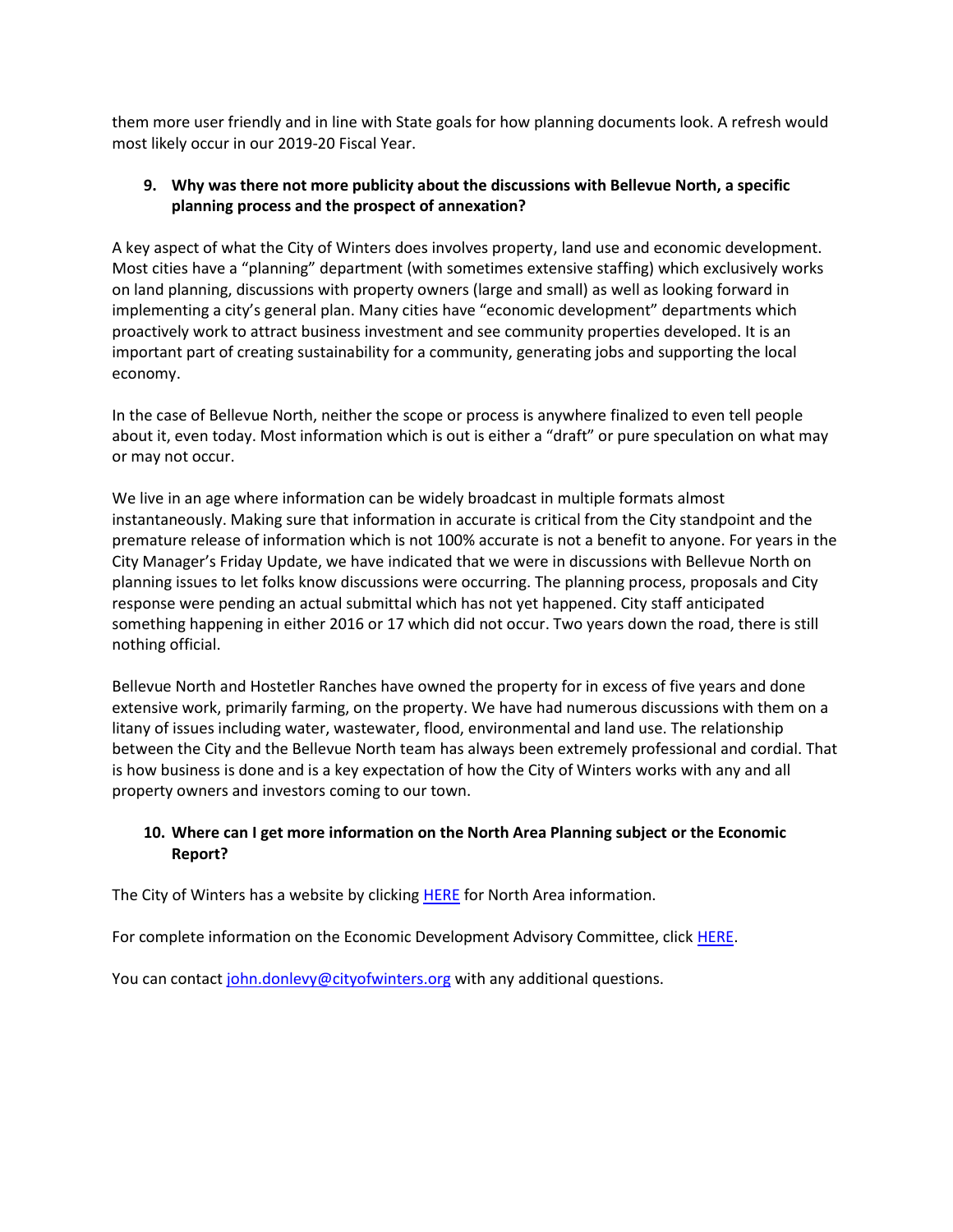them more user friendly and in line with State goals for how planning documents look. A refresh would most likely occur in our 2019-20 Fiscal Year.

9. **Why was there not more publicity about the discussions with Bellevue North, a specific planning process and the prospect of annexation?**

A key aspect of what the City of Winters does involves property, land use and economic development. Most cities have a "planning" department (with sometimes extensive staffing) which exclusively works on land planning, discussions with property owners (large and small) as well as looking forward in implementing a city's general plan. Many cities have "economic development" departments which proactively work to attract business investment and see community properties developed. It is an important part of creating sustainability for a community, generating jobs and supporting the local economy.

In the case of Bellevue North, neither the scope or process is anywhere finalized to even tell people about it, even today. Most information which is out is either a "draft" or pure speculation on what may or may not occur.

We live in an age where information can be widely broadcast in multiple formats almost instantaneously. Making sure that information in accurate is critical from the City standpoint and the premature release of information which is not 100% accurate is not a benefit to anyone. For years in the City Manager's Friday Update, we have indicated that we were in discussions with Bellevue North on planning issues to let folks know discussions were occurring. The planning process, proposals and City response were pending an actual submittal which has not yet happened. City staff anticipated something happening in either 2016 or 17 which did not occur. Two years down the road, there is still nothing official.

Bellevue North and Hostetler Ranches have owned the property for in excess of five years and done extensive work, primarily farming, on the property. We have had numerous discussions with them on a litany of issues including water, wastewater, flood, environmental and land use. The relationship between the City and the Bellevue North team has always been extremely professional and cordial. That is how business is done and is a key expectation of how the City of Winters works with any and all property owners and investors coming to our town.

10. **Where can I get more information on the North Area Planning subject or the Economic Report?**

The City of Winters has a website by clicking HERE for North Area information.

For complete information on the Economic Development Advisory Committee, click HERE.

You can contact john.donlevy@cityofwinters.org with any additional questions.